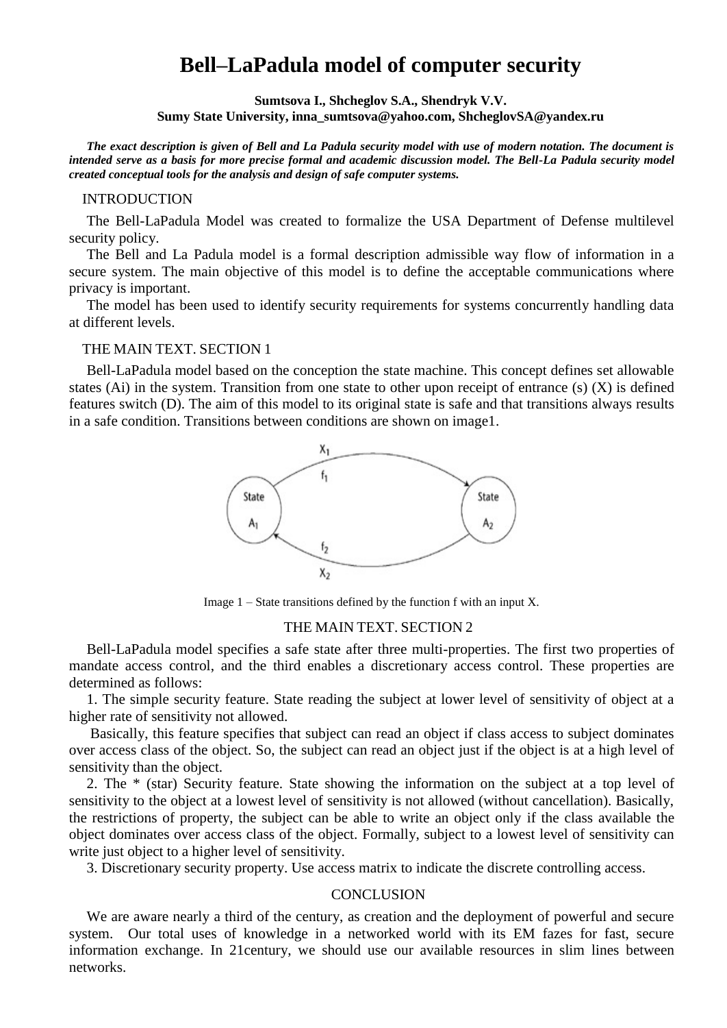# Bell–LaPadula model of computer security

**Sumtsova I., Shcheglov S.A., Shendryk V.V.**
**Sumy State University, inna_sumtsova@yahoo.com, ShcheglovSA@yandex.ru**

***The exact description is given of Bell and La Padula security model with use of modern notation. The document is intended serve as a basis for more precise formal and academic discussion model. The Bell-La Padula security model created conceptual tools for the analysis and design of safe computer systems.***

## INTRODUCTION

The Bell-LaPadula Model was created to formalize the USA Department of Defense multilevel security policy.

The Bell and La Padula model is a formal description admissible way flow of information in a secure system. The main objective of this model is to define the acceptable communications where privacy is important.

The model has been used to identify security requirements for systems concurrently handling data at different levels.

## THE MAIN TEXT. SECTION 1

Bell-LaPadula model based on the conception the state machine. This concept defines set allowable states (Ai) in the system. Transition from one state to other upon receipt of entrance (s) (X) is defined features switch (D). The aim of this model to its original state is safe and that transitions always results in a safe condition. Transitions between conditions are shown on image1.

Image 1 – State transitions defined by the function f with an input X.

## THE MAIN TEXT. SECTION 2

Bell-LaPadula model specifies a safe state after three multi-properties. The first two properties of mandate access control, and the third enables a discretionary access control. These properties are determined as follows:

1. The simple security feature. State reading the subject at lower level of sensitivity of object at a higher rate of sensitivity not allowed.

Basically, this feature specifies that subject can read an object if class access to subject dominates over access class of the object. So, the subject can read an object just if the object is at a high level of sensitivity than the object.

2. The * (star) Security feature. State showing the information on the subject at a top level of sensitivity to the object at a lowest level of sensitivity is not allowed (without cancellation). Basically, the restrictions of property, the subject can be able to write an object only if the class available the object dominates over access class of the object. Formally, subject to a lowest level of sensitivity can write just object to a higher level of sensitivity.

3. Discretionary security property. Use access matrix to indicate the discrete controlling access.

## CONCLUSION

We are aware nearly a third of the century, as creation and the deployment of powerful and secure system. Our total uses of knowledge in a networked world with its EM fazes for fast, secure information exchange. In 21century, we should use our available resources in slim lines between networks.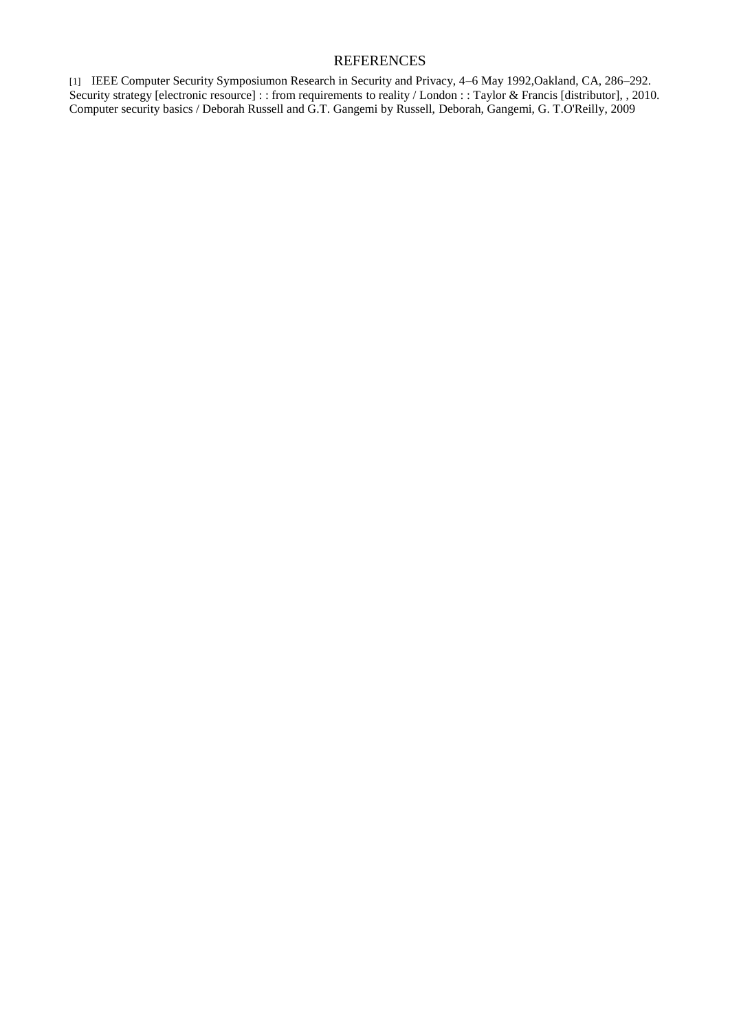# REFERENCES

[1] IEEE Computer Security Symposiumon Research in Security and Privacy, 4–6 May 1992,Oakland, CA, 286–292. Security strategy [electronic resource] : : from requirements to reality / London : : Taylor & Francis [distributor], , 2010. Computer security basics / Deborah Russell and G.T. Gangemi by Russell, Deborah, Gangemi, G. T.O'Reilly, 2009